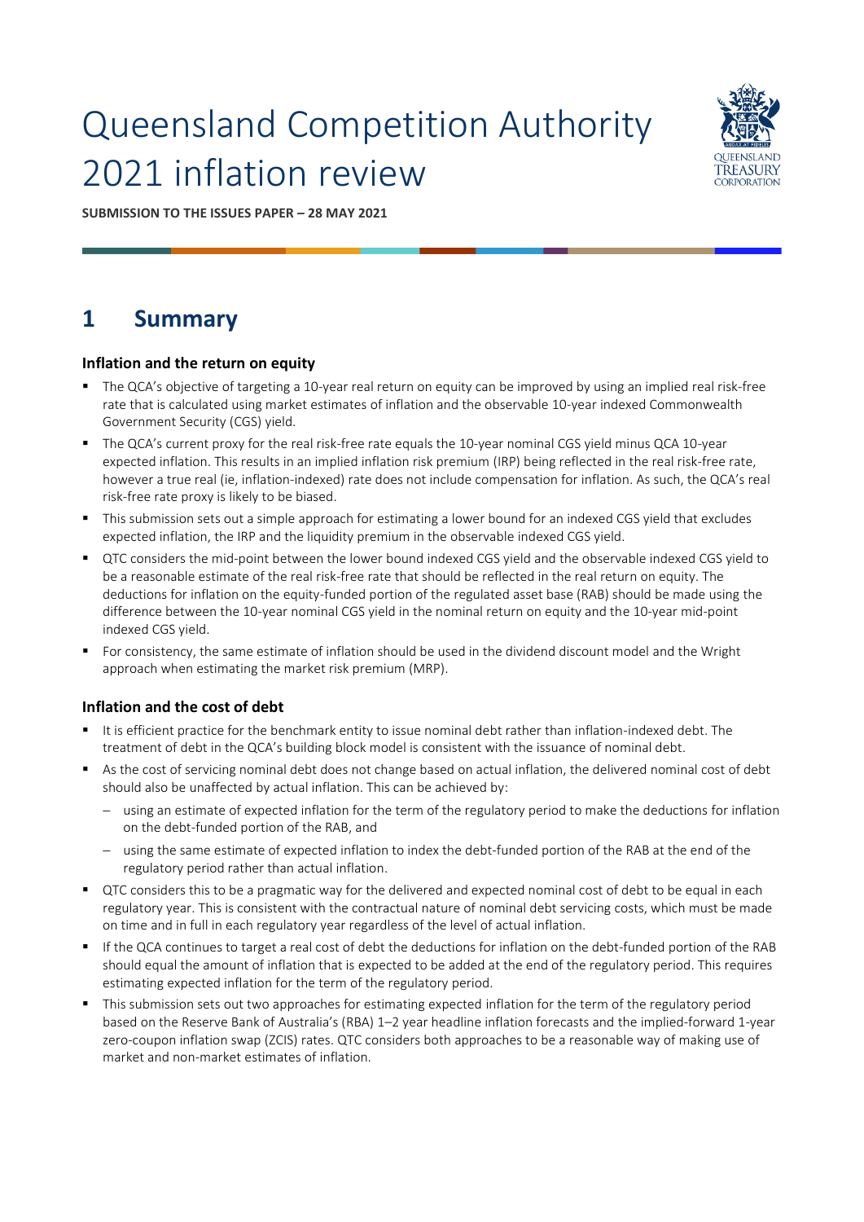# Queensland Competition Authority 2021 inflation review

**SUBMISSION TO THE ISSUES PAPER – 28 MAY 2021**

## 1 Summary

### Inflation and the return on equity

- The QCA's objective of targeting a 10-year real return on equity can be improved by using an implied real risk-free rate that is calculated using market estimates of inflation and the observable 10-year indexed Commonwealth Government Security (CGS) yield.
- The QCA's current proxy for the real risk-free rate equals the 10-year nominal CGS yield minus QCA 10-year expected inflation. This results in an implied inflation risk premium (IRP) being reflected in the real risk-free rate, however a true real (ie, inflation-indexed) rate does not include compensation for inflation. As such, the QCA's real risk-free rate proxy is likely to be biased.
- This submission sets out a simple approach for estimating a lower bound for an indexed CGS yield that excludes expected inflation, the IRP and the liquidity premium in the observable indexed CGS yield.
- QTC considers the mid-point between the lower bound indexed CGS yield and the observable indexed CGS yield to be a reasonable estimate of the real risk-free rate that should be reflected in the real return on equity. The deductions for inflation on the equity-funded portion of the regulated asset base (RAB) should be made using the difference between the 10-year nominal CGS yield in the nominal return on equity and the 10-year mid-point indexed CGS yield.
- For consistency, the same estimate of inflation should be used in the dividend discount model and the Wright approach when estimating the market risk premium (MRP).

### Inflation and the cost of debt

- It is efficient practice for the benchmark entity to issue nominal debt rather than inflation-indexed debt. The treatment of debt in the QCA's building block model is consistent with the issuance of nominal debt.
- As the cost of servicing nominal debt does not change based on actual inflation, the delivered nominal cost of debt should also be unaffected by actual inflation. This can be achieved by:
  - using an estimate of expected inflation for the term of the regulatory period to make the deductions for inflation on the debt-funded portion of the RAB, and
  - using the same estimate of expected inflation to index the debt-funded portion of the RAB at the end of the regulatory period rather than actual inflation.
- QTC considers this to be a pragmatic way for the delivered and expected nominal cost of debt to be equal in each regulatory year. This is consistent with the contractual nature of nominal debt servicing costs, which must be made on time and in full in each regulatory year regardless of the level of actual inflation.
- If the QCA continues to target a real cost of debt the deductions for inflation on the debt-funded portion of the RAB should equal the amount of inflation that is expected to be added at the end of the regulatory period. This requires estimating expected inflation for the term of the regulatory period.
- This submission sets out two approaches for estimating expected inflation for the term of the regulatory period based on the Reserve Bank of Australia's (RBA) 1–2 year headline inflation forecasts and the implied-forward 1-year zero-coupon inflation swap (ZCIS) rates. QTC considers both approaches to be a reasonable way of making use of market and non-market estimates of inflation.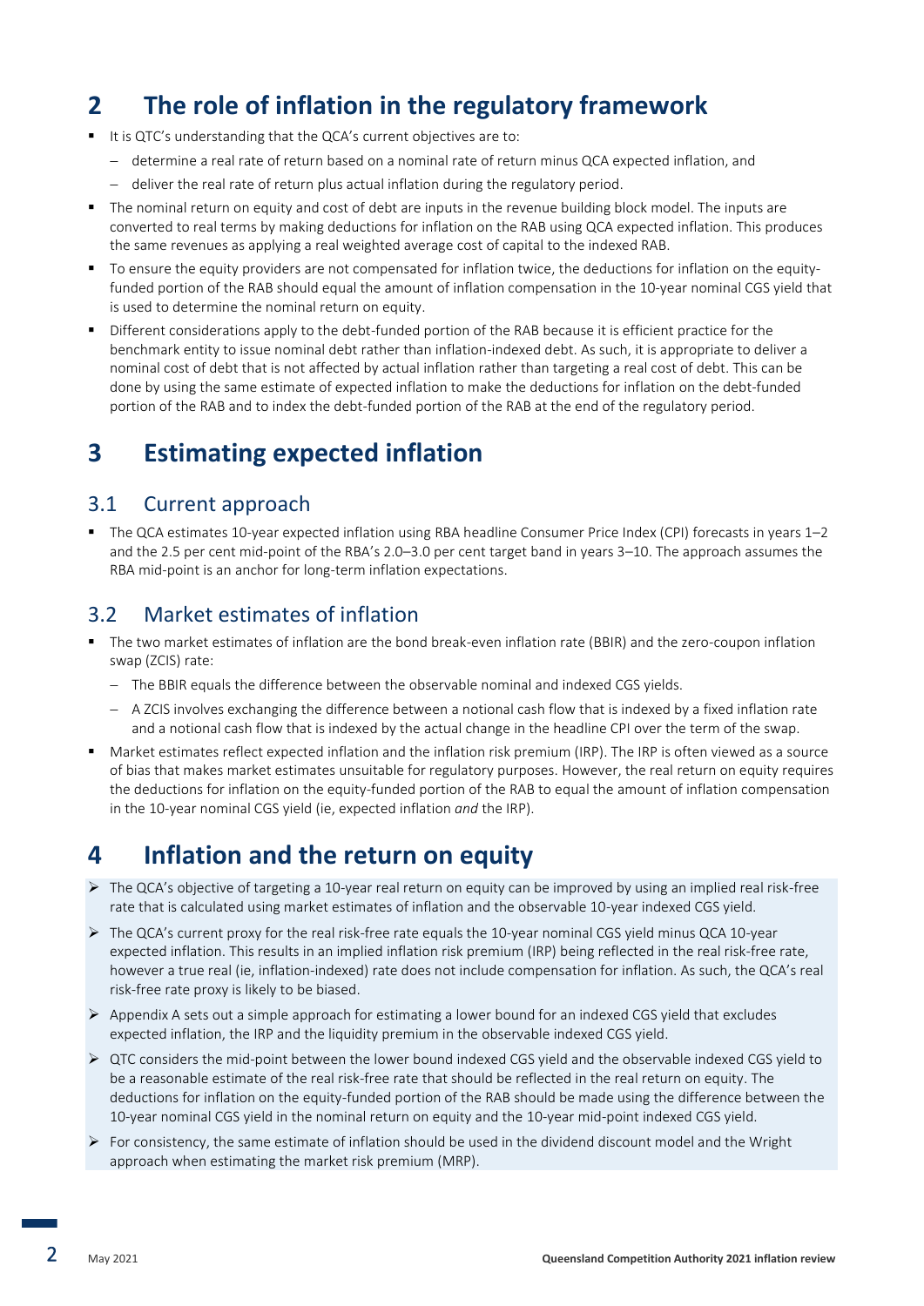# 2 The role of inflation in the regulatory framework

- It is QTC's understanding that the QCA's current objectives are to:
  - determine a real rate of return based on a nominal rate of return minus QCA expected inflation, and
  - deliver the real rate of return plus actual inflation during the regulatory period.
- The nominal return on equity and cost of debt are inputs in the revenue building block model. The inputs are converted to real terms by making deductions for inflation on the RAB using QCA expected inflation. This produces the same revenues as applying a real weighted average cost of capital to the indexed RAB.
- To ensure the equity providers are not compensated for inflation twice, the deductions for inflation on the equity-funded portion of the RAB should equal the amount of inflation compensation in the 10-year nominal CGS yield that is used to determine the nominal return on equity.
- Different considerations apply to the debt-funded portion of the RAB because it is efficient practice for the benchmark entity to issue nominal debt rather than inflation-indexed debt. As such, it is appropriate to deliver a nominal cost of debt that is not affected by actual inflation rather than targeting a real cost of debt. This can be done by using the same estimate of expected inflation to make the deductions for inflation on the debt-funded portion of the RAB and to index the debt-funded portion of the RAB at the end of the regulatory period.

# 3 Estimating expected inflation

## 3.1 Current approach

- The QCA estimates 10-year expected inflation using RBA headline Consumer Price Index (CPI) forecasts in years 1–2 and the 2.5 per cent mid-point of the RBA's 2.0–3.0 per cent target band in years 3–10. The approach assumes the RBA mid-point is an anchor for long-term inflation expectations.

## 3.2 Market estimates of inflation

- The two market estimates of inflation are the bond break-even inflation rate (BBIR) and the zero-coupon inflation swap (ZCIS) rate:
  - The BBIR equals the difference between the observable nominal and indexed CGS yields.
  - A ZCIS involves exchanging the difference between a notional cash flow that is indexed by a fixed inflation rate and a notional cash flow that is indexed by the actual change in the headline CPI over the term of the swap.
- Market estimates reflect expected inflation and the inflation risk premium (IRP). The IRP is often viewed as a source of bias that makes market estimates unsuitable for regulatory purposes. However, the real return on equity requires the deductions for inflation on the equity-funded portion of the RAB to equal the amount of inflation compensation in the 10-year nominal CGS yield (ie, expected inflation *and* the IRP).

# 4 Inflation and the return on equity

- The QCA's objective of targeting a 10-year real return on equity can be improved by using an implied real risk-free rate that is calculated using market estimates of inflation and the observable 10-year indexed CGS yield.
- The QCA's current proxy for the real risk-free rate equals the 10-year nominal CGS yield minus QCA 10-year expected inflation. This results in an implied inflation risk premium (IRP) being reflected in the real risk-free rate, however a true real (ie, inflation-indexed) rate does not include compensation for inflation. As such, the QCA's real risk-free rate proxy is likely to be biased.
- Appendix A sets out a simple approach for estimating a lower bound for an indexed CGS yield that excludes expected inflation, the IRP and the liquidity premium in the observable indexed CGS yield.
- QTC considers the mid-point between the lower bound indexed CGS yield and the observable indexed CGS yield to be a reasonable estimate of the real risk-free rate that should be reflected in the real return on equity. The deductions for inflation on the equity-funded portion of the RAB should be made using the difference between the 10-year nominal CGS yield in the nominal return on equity and the 10-year mid-point indexed CGS yield.
- For consistency, the same estimate of inflation should be used in the dividend discount model and the Wright approach when estimating the market risk premium (MRP).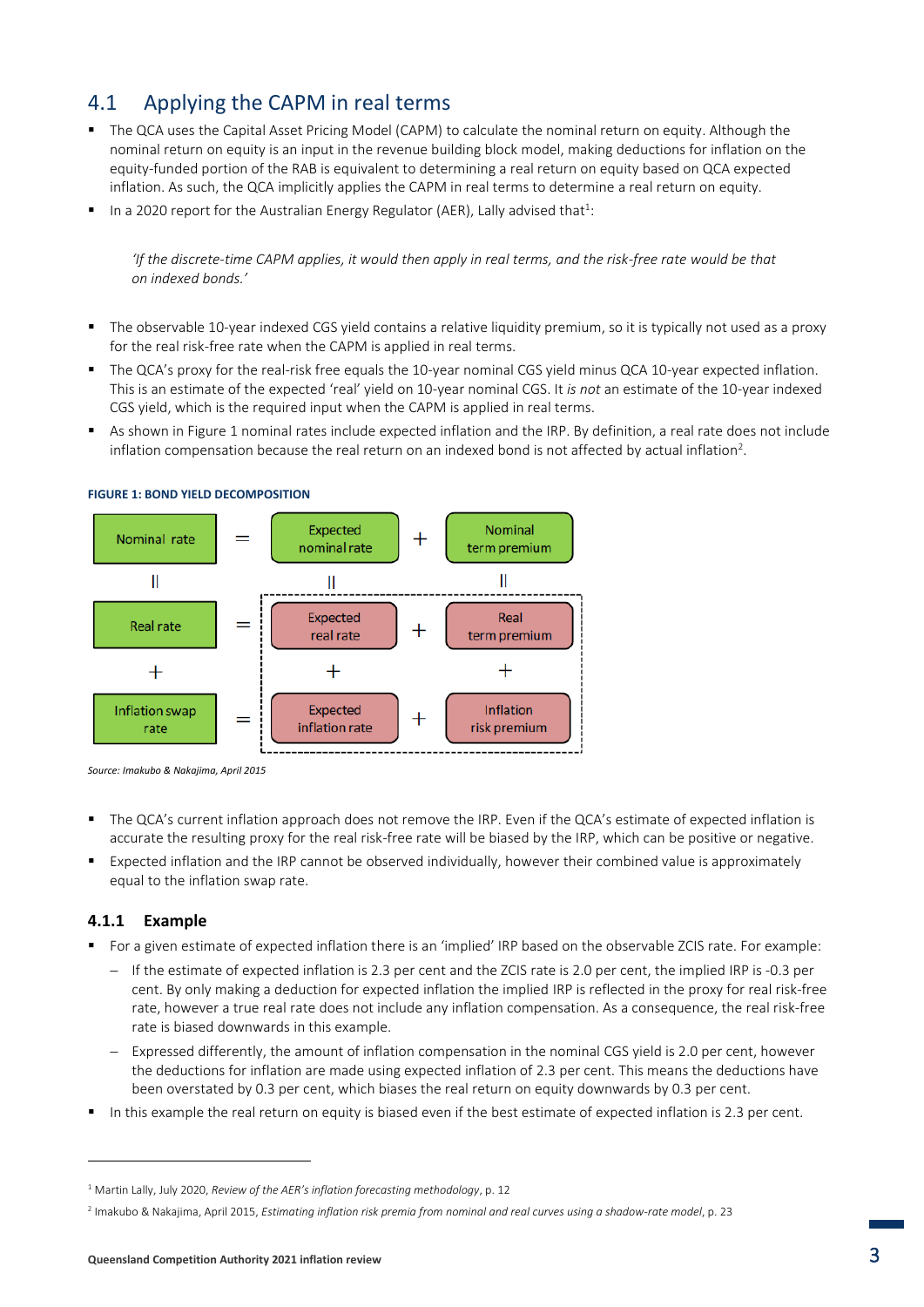## 4.1 Applying the CAPM in real terms

- The QCA uses the Capital Asset Pricing Model (CAPM) to calculate the nominal return on equity. Although the nominal return on equity is an input in the revenue building block model, making deductions for inflation on the equity-funded portion of the RAB is equivalent to determining a real return on equity based on QCA expected inflation. As such, the QCA implicitly applies the CAPM in real terms to determine a real return on equity.
- In a 2020 report for the Australian Energy Regulator (AER), Lally advised that[1]:

> *'If the discrete-time CAPM applies, it would then apply in real terms, and the risk-free rate would be that on indexed bonds.'*

- The observable 10-year indexed CGS yield contains a relative liquidity premium, so it is typically not used as a proxy for the real risk-free rate when the CAPM is applied in real terms.
- The QCA's proxy for the real-risk free equals the 10-year nominal CGS yield minus QCA 10-year expected inflation. This is an estimate of the expected 'real' yield on 10-year nominal CGS. It *is not* an estimate of the 10-year indexed CGS yield, which is the required input when the CAPM is applied in real terms.
- As shown in Figure 1 nominal rates include expected inflation and the IRP. By definition, a real rate does not include inflation compensation because the real return on an indexed bond is not affected by actual inflation[2].

**FIGURE 1: BOND YIELD DECOMPOSITION**

| | | | | |
|---|---|---|---|---|
| Nominal rate | = | Expected nominal rate | + | Nominal term premium |
| ‖ | | ‖ | | ‖ |
| Real rate | = | Expected real rate | + | Real term premium |
| + | | + | | + |
| Inflation swap rate | = | Expected inflation rate | + | Inflation risk premium |

*Source: Imakubo & Nakajima, April 2015*

- The QCA's current inflation approach does not remove the IRP. Even if the QCA's estimate of expected inflation is accurate the resulting proxy for the real risk-free rate will be biased by the IRP, which can be positive or negative.
- Expected inflation and the IRP cannot be observed individually, however their combined value is approximately equal to the inflation swap rate.

### 4.1.1 Example

- For a given estimate of expected inflation there is an 'implied' IRP based on the observable ZCIS rate. For example:
  - If the estimate of expected inflation is 2.3 per cent and the ZCIS rate is 2.0 per cent, the implied IRP is -0.3 per cent. By only making a deduction for expected inflation the implied IRP is reflected in the proxy for real risk-free rate, however a true real rate does not include any inflation compensation. As a consequence, the real risk-free rate is biased downwards in this example.
  - Expressed differently, the amount of inflation compensation in the nominal CGS yield is 2.0 per cent, however the deductions for inflation are made using expected inflation of 2.3 per cent. This means the deductions have been overstated by 0.3 per cent, which biases the real return on equity downwards by 0.3 per cent.
- In this example the real return on equity is biased even if the best estimate of expected inflation is 2.3 per cent.

---

[1] Martin Lally, July 2020, *Review of the AER's inflation forecasting methodology*, p. 12

[2] Imakubo & Nakajima, April 2015, *Estimating inflation risk premia from nominal and real curves using a shadow-rate model*, p. 23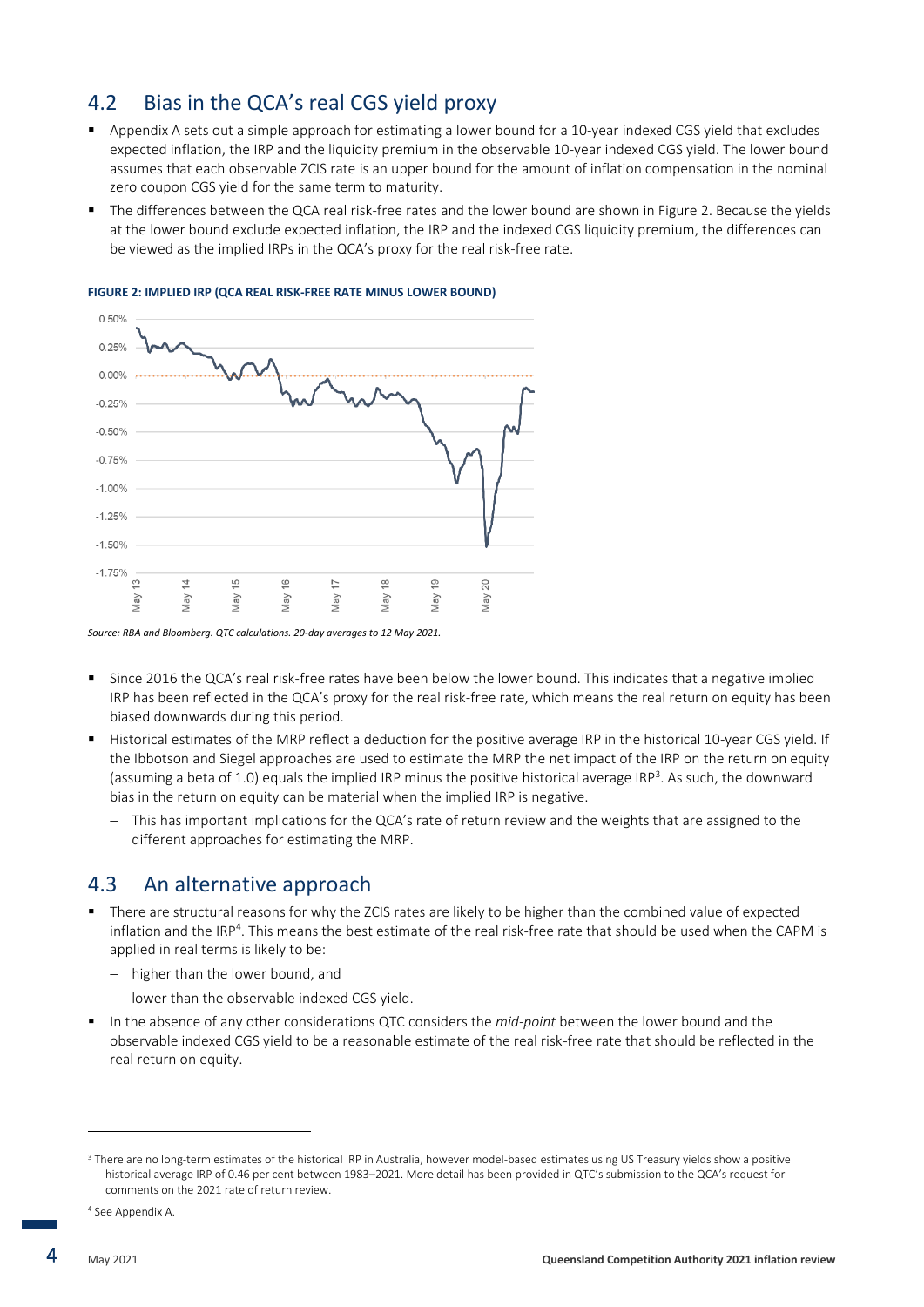## 4.2 Bias in the QCA's real CGS yield proxy

- Appendix A sets out a simple approach for estimating a lower bound for a 10-year indexed CGS yield that excludes expected inflation, the IRP and the liquidity premium in the observable 10-year indexed CGS yield. The lower bound assumes that each observable ZCIS rate is an upper bound for the amount of inflation compensation in the nominal zero coupon CGS yield for the same term to maturity.
- The differences between the QCA real risk-free rates and the lower bound are shown in Figure 2. Because the yields at the lower bound exclude expected inflation, the IRP and the indexed CGS liquidity premium, the differences can be viewed as the implied IRPs in the QCA's proxy for the real risk-free rate.

**FIGURE 2: IMPLIED IRP (QCA REAL RISK-FREE RATE MINUS LOWER BOUND)**

*Source: RBA and Bloomberg. QTC calculations. 20-day averages to 12 May 2021.*

- Since 2016 the QCA's real risk-free rates have been below the lower bound. This indicates that a negative implied IRP has been reflected in the QCA's proxy for the real risk-free rate, which means the real return on equity has been biased downwards during this period.
- Historical estimates of the MRP reflect a deduction for the positive average IRP in the historical 10-year CGS yield. If the Ibbotson and Siegel approaches are used to estimate the MRP the net impact of the IRP on the return on equity (assuming a beta of 1.0) equals the implied IRP minus the positive historical average IRP[3]. As such, the downward bias in the return on equity can be material when the implied IRP is negative.
  - This has important implications for the QCA's rate of return review and the weights that are assigned to the different approaches for estimating the MRP.

## 4.3 An alternative approach

- There are structural reasons for why the ZCIS rates are likely to be higher than the combined value of expected inflation and the IRP[4]. This means the best estimate of the real risk-free rate that should be used when the CAPM is applied in real terms is likely to be:
  - higher than the lower bound, and
  - lower than the observable indexed CGS yield.
- In the absence of any other considerations QTC considers the *mid-point* between the lower bound and the observable indexed CGS yield to be a reasonable estimate of the real risk-free rate that should be reflected in the real return on equity.

[3] There are no long-term estimates of the historical IRP in Australia, however model-based estimates using US Treasury yields show a positive historical average IRP of 0.46 per cent between 1983–2021. More detail has been provided in QTC's submission to the QCA's request for comments on the 2021 rate of return review.

[4] See Appendix A.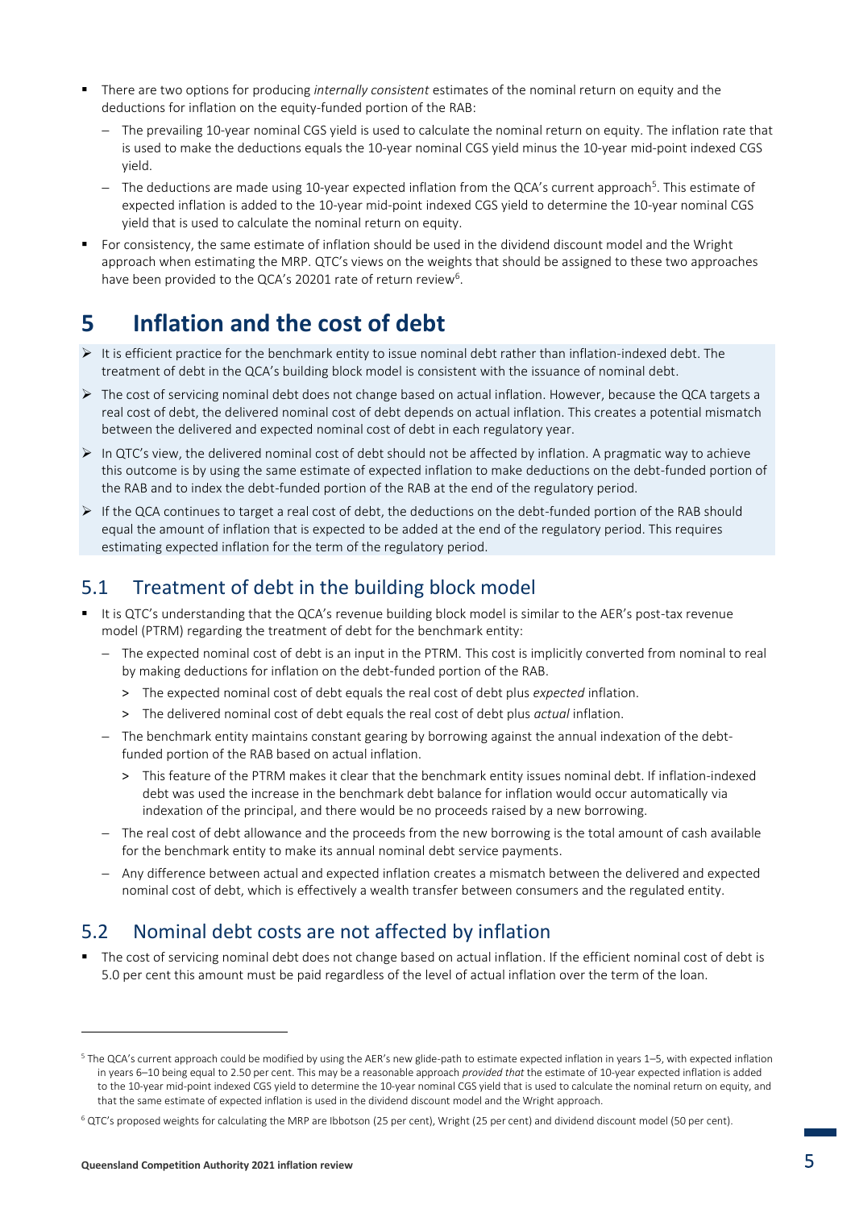- There are two options for producing *internally consistent* estimates of the nominal return on equity and the deductions for inflation on the equity-funded portion of the RAB:
  - The prevailing 10-year nominal CGS yield is used to calculate the nominal return on equity. The inflation rate that is used to make the deductions equals the 10-year nominal CGS yield minus the 10-year mid-point indexed CGS yield.
  - The deductions are made using 10-year expected inflation from the QCA's current approach[5]. This estimate of expected inflation is added to the 10-year mid-point indexed CGS yield to determine the 10-year nominal CGS yield that is used to calculate the nominal return on equity.
- For consistency, the same estimate of inflation should be used in the dividend discount model and the Wright approach when estimating the MRP. QTC's views on the weights that should be assigned to these two approaches have been provided to the QCA's 20201 rate of return review[6].

# 5 Inflation and the cost of debt

- It is efficient practice for the benchmark entity to issue nominal debt rather than inflation-indexed debt. The treatment of debt in the QCA's building block model is consistent with the issuance of nominal debt.
- The cost of servicing nominal debt does not change based on actual inflation. However, because the QCA targets a real cost of debt, the delivered nominal cost of debt depends on actual inflation. This creates a potential mismatch between the delivered and expected nominal cost of debt in each regulatory year.
- In QTC's view, the delivered nominal cost of debt should not be affected by inflation. A pragmatic way to achieve this outcome is by using the same estimate of expected inflation to make deductions on the debt-funded portion of the RAB and to index the debt-funded portion of the RAB at the end of the regulatory period.
- If the QCA continues to target a real cost of debt, the deductions on the debt-funded portion of the RAB should equal the amount of inflation that is expected to be added at the end of the regulatory period. This requires estimating expected inflation for the term of the regulatory period.

## 5.1 Treatment of debt in the building block model

- It is QTC's understanding that the QCA's revenue building block model is similar to the AER's post-tax revenue model (PTRM) regarding the treatment of debt for the benchmark entity:
  - The expected nominal cost of debt is an input in the PTRM. This cost is implicitly converted from nominal to real by making deductions for inflation on the debt-funded portion of the RAB.
    - The expected nominal cost of debt equals the real cost of debt plus *expected* inflation.
    - The delivered nominal cost of debt equals the real cost of debt plus *actual* inflation.
  - The benchmark entity maintains constant gearing by borrowing against the annual indexation of the debt-funded portion of the RAB based on actual inflation.
    - This feature of the PTRM makes it clear that the benchmark entity issues nominal debt. If inflation-indexed debt was used the increase in the benchmark debt balance for inflation would occur automatically via indexation of the principal, and there would be no proceeds raised by a new borrowing.
  - The real cost of debt allowance and the proceeds from the new borrowing is the total amount of cash available for the benchmark entity to make its annual nominal debt service payments.
  - Any difference between actual and expected inflation creates a mismatch between the delivered and expected nominal cost of debt, which is effectively a wealth transfer between consumers and the regulated entity.

## 5.2 Nominal debt costs are not affected by inflation

- The cost of servicing nominal debt does not change based on actual inflation. If the efficient nominal cost of debt is 5.0 per cent this amount must be paid regardless of the level of actual inflation over the term of the loan.

---

[5] The QCA's current approach could be modified by using the AER's new glide-path to estimate expected inflation in years 1–5, with expected inflation in years 6–10 being equal to 2.50 per cent. This may be a reasonable approach *provided that* the estimate of 10-year expected inflation is added to the 10-year mid-point indexed CGS yield to determine the 10-year nominal CGS yield that is used to calculate the nominal return on equity, and that the same estimate of expected inflation is used in the dividend discount model and the Wright approach.

[6] QTC's proposed weights for calculating the MRP are Ibbotson (25 per cent), Wright (25 per cent) and dividend discount model (50 per cent).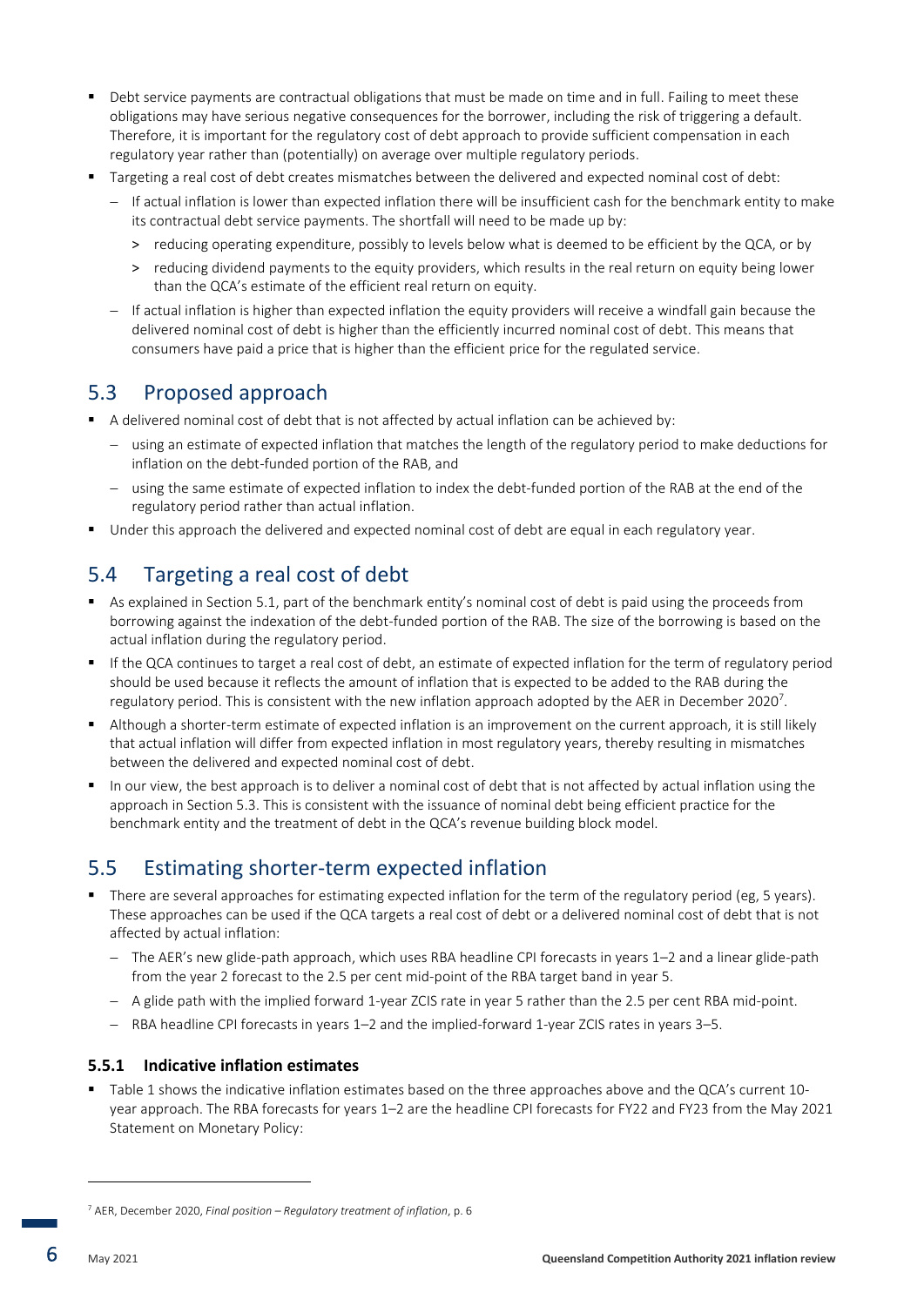- Debt service payments are contractual obligations that must be made on time and in full. Failing to meet these obligations may have serious negative consequences for the borrower, including the risk of triggering a default. Therefore, it is important for the regulatory cost of debt approach to provide sufficient compensation in each regulatory year rather than (potentially) on average over multiple regulatory periods.
- Targeting a real cost of debt creates mismatches between the delivered and expected nominal cost of debt:
  - If actual inflation is lower than expected inflation there will be insufficient cash for the benchmark entity to make its contractual debt service payments. The shortfall will need to be made up by:
    - reducing operating expenditure, possibly to levels below what is deemed to be efficient by the QCA, or by
    - reducing dividend payments to the equity providers, which results in the real return on equity being lower than the QCA's estimate of the efficient real return on equity.
  - If actual inflation is higher than expected inflation the equity providers will receive a windfall gain because the delivered nominal cost of debt is higher than the efficiently incurred nominal cost of debt. This means that consumers have paid a price that is higher than the efficient price for the regulated service.

## 5.3 Proposed approach

- A delivered nominal cost of debt that is not affected by actual inflation can be achieved by:
  - using an estimate of expected inflation that matches the length of the regulatory period to make deductions for inflation on the debt-funded portion of the RAB, and
  - using the same estimate of expected inflation to index the debt-funded portion of the RAB at the end of the regulatory period rather than actual inflation.
- Under this approach the delivered and expected nominal cost of debt are equal in each regulatory year.

## 5.4 Targeting a real cost of debt

- As explained in Section 5.1, part of the benchmark entity's nominal cost of debt is paid using the proceeds from borrowing against the indexation of the debt-funded portion of the RAB. The size of the borrowing is based on the actual inflation during the regulatory period.
- If the QCA continues to target a real cost of debt, an estimate of expected inflation for the term of regulatory period should be used because it reflects the amount of inflation that is expected to be added to the RAB during the regulatory period. This is consistent with the new inflation approach adopted by the AER in December 2020[7].
- Although a shorter-term estimate of expected inflation is an improvement on the current approach, it is still likely that actual inflation will differ from expected inflation in most regulatory years, thereby resulting in mismatches between the delivered and expected nominal cost of debt.
- In our view, the best approach is to deliver a nominal cost of debt that is not affected by actual inflation using the approach in Section 5.3. This is consistent with the issuance of nominal debt being efficient practice for the benchmark entity and the treatment of debt in the QCA's revenue building block model.

## 5.5 Estimating shorter-term expected inflation

- There are several approaches for estimating expected inflation for the term of the regulatory period (eg, 5 years). These approaches can be used if the QCA targets a real cost of debt or a delivered nominal cost of debt that is not affected by actual inflation:
  - The AER's new glide-path approach, which uses RBA headline CPI forecasts in years 1–2 and a linear glide-path from the year 2 forecast to the 2.5 per cent mid-point of the RBA target band in year 5.
  - A glide path with the implied forward 1-year ZCIS rate in year 5 rather than the 2.5 per cent RBA mid-point.
  - RBA headline CPI forecasts in years 1–2 and the implied-forward 1-year ZCIS rates in years 3–5.

### 5.5.1 Indicative inflation estimates

- Table 1 shows the indicative inflation estimates based on the three approaches above and the QCA's current 10-year approach. The RBA forecasts for years 1–2 are the headline CPI forecasts for FY22 and FY23 from the May 2021 Statement on Monetary Policy:

[7] AER, December 2020, *Final position – Regulatory treatment of inflation*, p. 6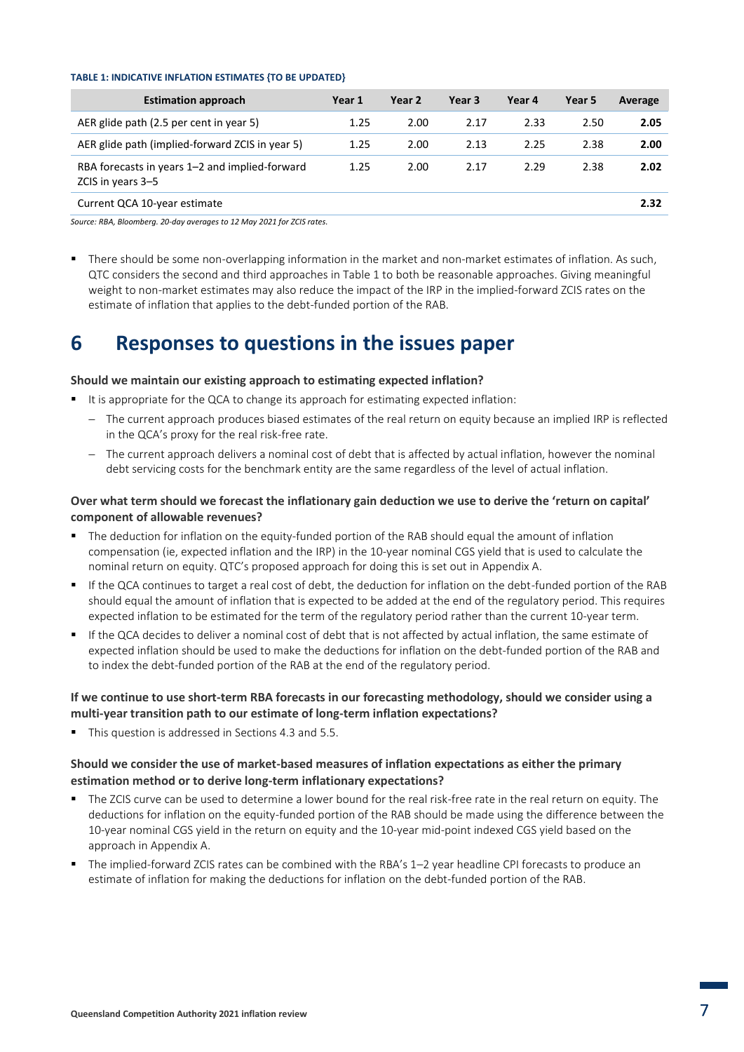**TABLE 1: INDICATIVE INFLATION ESTIMATES {TO BE UPDATED}**

| Estimation approach | Year 1 | Year 2 | Year 3 | Year 4 | Year 5 | Average |
|---|---|---|---|---|---|---|
| AER glide path (2.5 per cent in year 5) | 1.25 | 2.00 | 2.17 | 2.33 | 2.50 | **2.05** |
| AER glide path (implied-forward ZCIS in year 5) | 1.25 | 2.00 | 2.13 | 2.25 | 2.38 | **2.00** |
| RBA forecasts in years 1–2 and implied-forward ZCIS in years 3–5 | 1.25 | 2.00 | 2.17 | 2.29 | 2.38 | **2.02** |
| Current QCA 10-year estimate | | | | | | **2.32** |

*Source: RBA, Bloomberg. 20-day averages to 12 May 2021 for ZCIS rates.*

- There should be some non-overlapping information in the market and non-market estimates of inflation. As such, QTC considers the second and third approaches in Table 1 to both be reasonable approaches. Giving meaningful weight to non-market estimates may also reduce the impact of the IRP in the implied-forward ZCIS rates on the estimate of inflation that applies to the debt-funded portion of the RAB.

# 6 Responses to questions in the issues paper

**Should we maintain our existing approach to estimating expected inflation?**

- It is appropriate for the QCA to change its approach for estimating expected inflation:
  - The current approach produces biased estimates of the real return on equity because an implied IRP is reflected in the QCA's proxy for the real risk-free rate.
  - The current approach delivers a nominal cost of debt that is affected by actual inflation, however the nominal debt servicing costs for the benchmark entity are the same regardless of the level of actual inflation.

**Over what term should we forecast the inflationary gain deduction we use to derive the 'return on capital' component of allowable revenues?**

- The deduction for inflation on the equity-funded portion of the RAB should equal the amount of inflation compensation (ie, expected inflation and the IRP) in the 10-year nominal CGS yield that is used to calculate the nominal return on equity. QTC's proposed approach for doing this is set out in Appendix A.
- If the QCA continues to target a real cost of debt, the deduction for inflation on the debt-funded portion of the RAB should equal the amount of inflation that is expected to be added at the end of the regulatory period. This requires expected inflation to be estimated for the term of the regulatory period rather than the current 10-year term.
- If the QCA decides to deliver a nominal cost of debt that is not affected by actual inflation, the same estimate of expected inflation should be used to make the deductions for inflation on the debt-funded portion of the RAB and to index the debt-funded portion of the RAB at the end of the regulatory period.

**If we continue to use short-term RBA forecasts in our forecasting methodology, should we consider using a multi-year transition path to our estimate of long-term inflation expectations?**

- This question is addressed in Sections 4.3 and 5.5.

**Should we consider the use of market-based measures of inflation expectations as either the primary estimation method or to derive long-term inflationary expectations?**

- The ZCIS curve can be used to determine a lower bound for the real risk-free rate in the real return on equity. The deductions for inflation on the equity-funded portion of the RAB should be made using the difference between the 10-year nominal CGS yield in the return on equity and the 10-year mid-point indexed CGS yield based on the approach in Appendix A.
- The implied-forward ZCIS rates can be combined with the RBA's 1–2 year headline CPI forecasts to produce an estimate of inflation for making the deductions for inflation on the debt-funded portion of the RAB.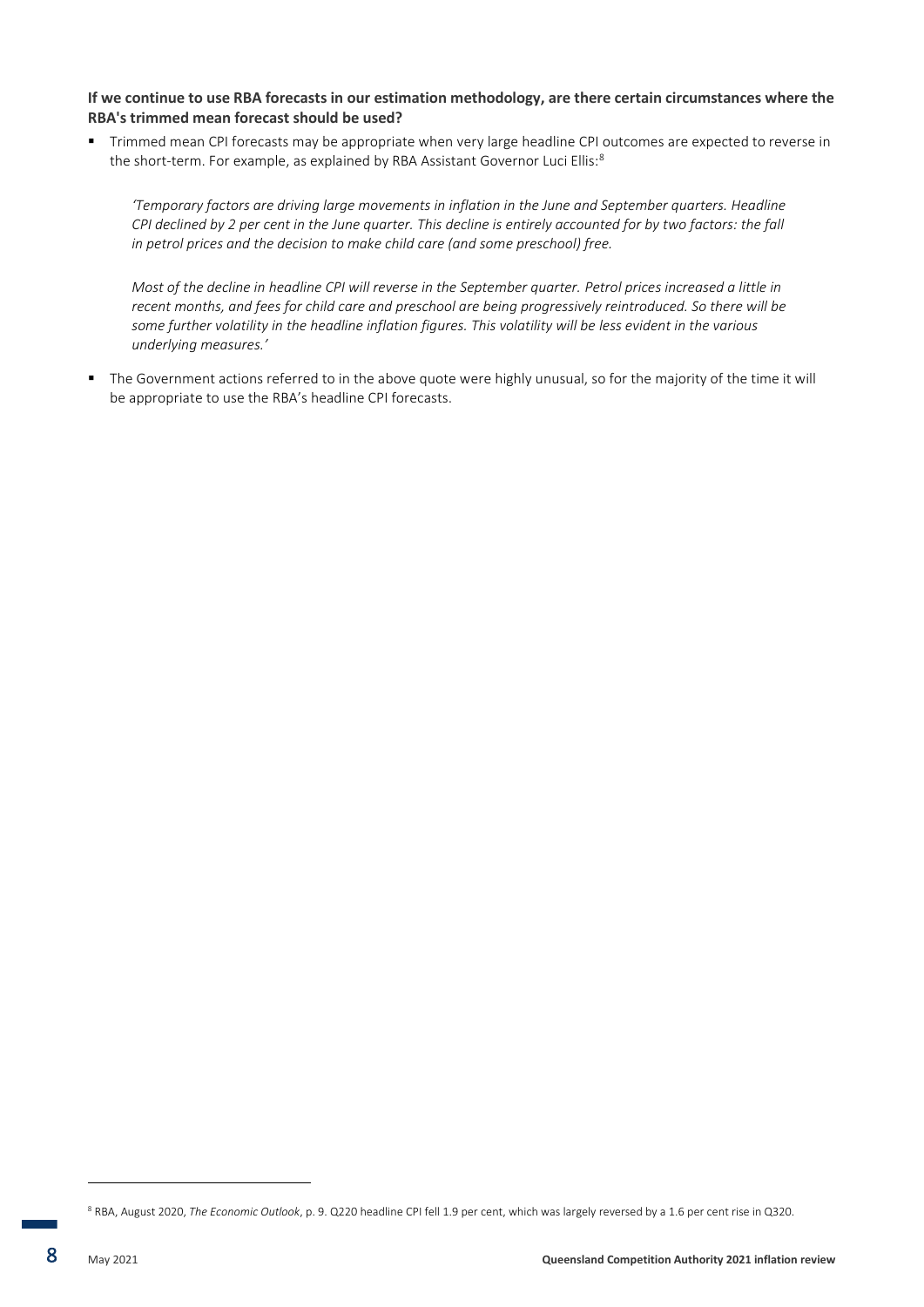**If we continue to use RBA forecasts in our estimation methodology, are there certain circumstances where the RBA's trimmed mean forecast should be used?**

- Trimmed mean CPI forecasts may be appropriate when very large headline CPI outcomes are expected to reverse in the short-term. For example, as explained by RBA Assistant Governor Luci Ellis:[8]

  *'Temporary factors are driving large movements in inflation in the June and September quarters. Headline CPI declined by 2 per cent in the June quarter. This decline is entirely accounted for by two factors: the fall in petrol prices and the decision to make child care (and some preschool) free.*

  *Most of the decline in headline CPI will reverse in the September quarter. Petrol prices increased a little in recent months, and fees for child care and preschool are being progressively reintroduced. So there will be some further volatility in the headline inflation figures. This volatility will be less evident in the various underlying measures.'*

- The Government actions referred to in the above quote were highly unusual, so for the majority of the time it will be appropriate to use the RBA's headline CPI forecasts.

---

[8] RBA, August 2020, *The Economic Outlook*, p. 9. Q220 headline CPI fell 1.9 per cent, which was largely reversed by a 1.6 per cent rise in Q320.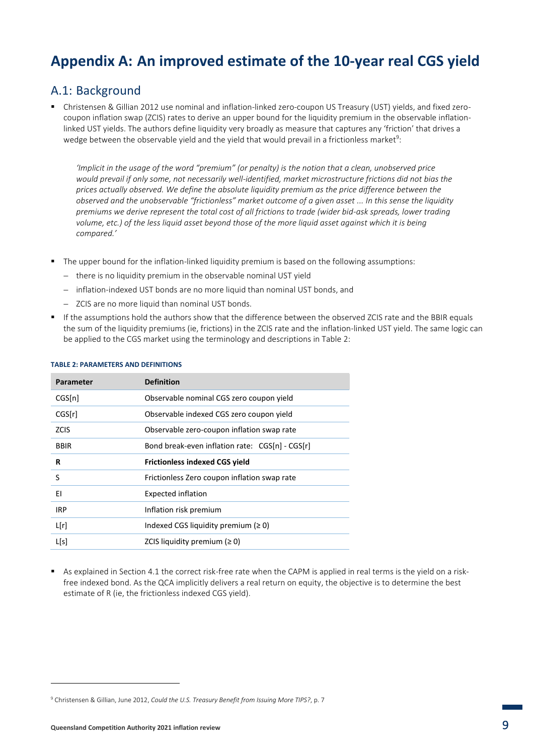# Appendix A: An improved estimate of the 10-year real CGS yield

## A.1: Background

- Christensen & Gillian 2012 use nominal and inflation-linked zero-coupon US Treasury (UST) yields, and fixed zero-coupon inflation swap (ZCIS) rates to derive an upper bound for the liquidity premium in the observable inflation-linked UST yields. The authors define liquidity very broadly as measure that captures any 'friction' that drives a wedge between the observable yield and the yield that would prevail in a frictionless market[9]:

  *'Implicit in the usage of the word "premium" (or penalty) is the notion that a clean, unobserved price would prevail if only some, not necessarily well-identified, market microstructure frictions did not bias the prices actually observed. We define the absolute liquidity premium as the price difference between the observed and the unobservable "frictionless" market outcome of a given asset ... In this sense the liquidity premiums we derive represent the total cost of all frictions to trade (wider bid-ask spreads, lower trading volume, etc.) of the less liquid asset beyond those of the more liquid asset against which it is being compared.'*

- The upper bound for the inflation-linked liquidity premium is based on the following assumptions:
  - there is no liquidity premium in the observable nominal UST yield
  - inflation-indexed UST bonds are no more liquid than nominal UST bonds, and
  - ZCIS are no more liquid than nominal UST bonds.
- If the assumptions hold the authors show that the difference between the observed ZCIS rate and the BBIR equals the sum of the liquidity premiums (ie, frictions) in the ZCIS rate and the inflation-linked UST yield. The same logic can be applied to the CGS market using the terminology and descriptions in Table 2:

**TABLE 2: PARAMETERS AND DEFINITIONS**

| Parameter | Definition |
|---|---|
| CGS[n] | Observable nominal CGS zero coupon yield |
| CGS[r] | Observable indexed CGS zero coupon yield |
| ZCIS | Observable zero-coupon inflation swap rate |
| BBIR | Bond break-even inflation rate: CGS[n] - CGS[r] |
| **R** | **Frictionless indexed CGS yield** |
| S | Frictionless Zero coupon inflation swap rate |
| EI | Expected inflation |
| IRP | Inflation risk premium |
| L[r] | Indexed CGS liquidity premium (≥ 0) |
| L[s] | ZCIS liquidity premium (≥ 0) |

- As explained in Section 4.1 the correct risk-free rate when the CAPM is applied in real terms is the yield on a risk-free indexed bond. As the QCA implicitly delivers a real return on equity, the objective is to determine the best estimate of R (ie, the frictionless indexed CGS yield).

[9] Christensen & Gillian, June 2012, *Could the U.S. Treasury Benefit from Issuing More TIPS?*, p. 7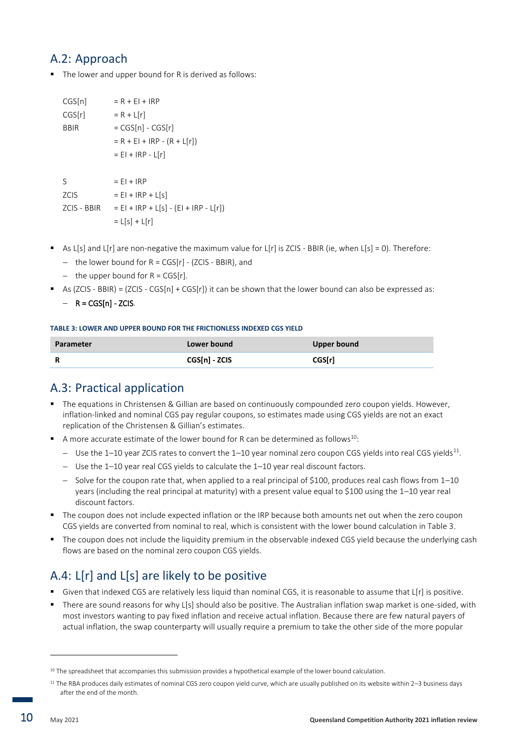## A.2: Approach

- The lower and upper bound for R is derived as follows:

$$
\begin{aligned}
CGS[n] &= R + EI + IRP \\
CGS[r] &= R + L[r] \\
BBIR &= CGS[n] - CGS[r] \\
&= R + EI + IRP - (R + L[r]) \\
&= EI + IRP - L[r]
\end{aligned}
$$

$$
\begin{aligned}
S &= EI + IRP \\
ZCIS &= EI + IRP + L[s] \\
ZCIS - BBIR &= EI + IRP + L[s] - (EI + IRP - L[r]) \\
&= L[s] + L[r]
\end{aligned}
$$

- As L[s] and L[r] are non-negative the maximum value for L[r] is ZCIS - BBIR (ie, when L[s] = 0). Therefore:
  - the lower bound for R = CGS[r] - (ZCIS - BBIR), and
  - the upper bound for R = CGS[r].
- As (ZCIS - BBIR) = (ZCIS - CGS[n] + CGS[r]) it can be shown that the lower bound can also be expressed as:
  - **R = CGS[n] - ZCIS**.

**TABLE 3: LOWER AND UPPER BOUND FOR THE FRICTIONLESS INDEXED CGS YIELD**

| Parameter | Lower bound | Upper bound |
|---|---|---|
| **R** | **CGS[n] - ZCIS** | **CGS[r]** |

## A.3: Practical application

- The equations in Christensen & Gillian are based on continuously compounded zero coupon yields. However, inflation-linked and nominal CGS pay regular coupons, so estimates made using CGS yields are not an exact replication of the Christensen & Gillian's estimates.
- A more accurate estimate of the lower bound for R can be determined as follows[10]:
  - Use the 1–10 year ZCIS rates to convert the 1–10 year nominal zero coupon CGS yields into real CGS yields[11].
  - Use the 1–10 year real CGS yields to calculate the 1–10 year real discount factors.
  - Solve for the coupon rate that, when applied to a real principal of $100, produces real cash flows from 1–10 years (including the real principal at maturity) with a present value equal to $100 using the 1–10 year real discount factors.
- The coupon does not include expected inflation or the IRP because both amounts net out when the zero coupon CGS yields are converted from nominal to real, which is consistent with the lower bound calculation in Table 3.
- The coupon does not include the liquidity premium in the observable indexed CGS yield because the underlying cash flows are based on the nominal zero coupon CGS yields.

## A.4: L[r] and L[s] are likely to be positive

- Given that indexed CGS are relatively less liquid than nominal CGS, it is reasonable to assume that L[r] is positive.
- There are sound reasons for why L[s] should also be positive. The Australian inflation swap market is one-sided, with most investors wanting to pay fixed inflation and receive actual inflation. Because there are few natural payers of actual inflation, the swap counterparty will usually require a premium to take the other side of the more popular

[10] The spreadsheet that accompanies this submission provides a hypothetical example of the lower bound calculation.

[11] The RBA produces daily estimates of nominal CGS zero coupon yield curve, which are usually published on its website within 2–3 business days after the end of the month.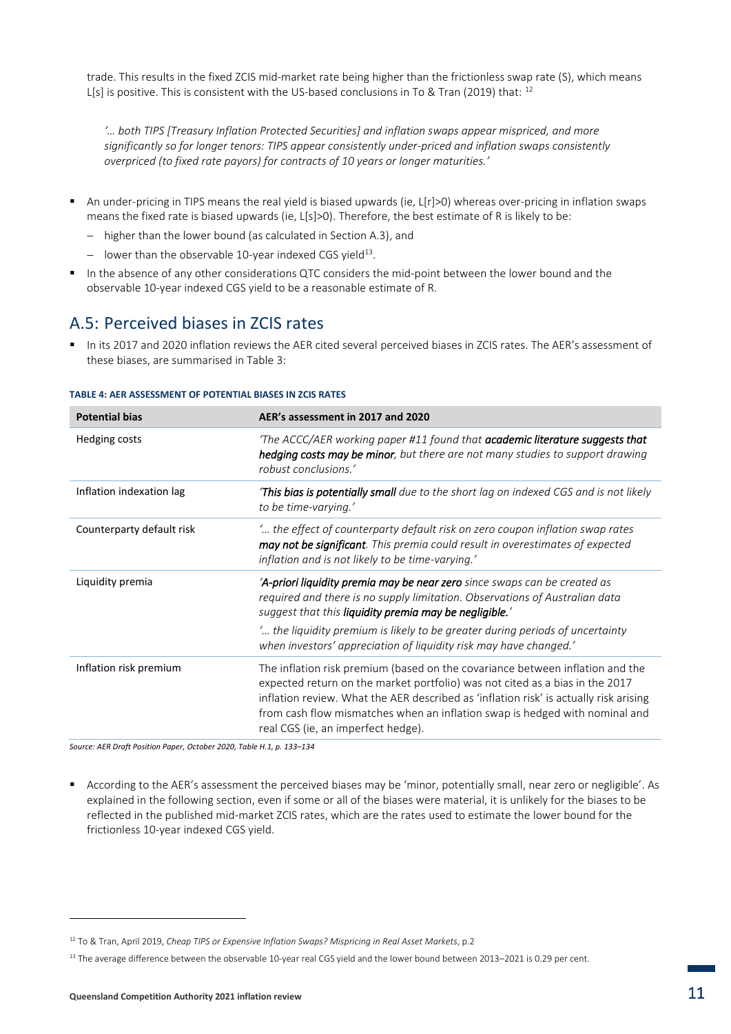trade. This results in the fixed ZCIS mid-market rate being higher than the frictionless swap rate (S), which means L[s] is positive. This is consistent with the US-based conclusions in To & Tran (2019) that: [12]

> *'… both TIPS [Treasury Inflation Protected Securities] and inflation swaps appear mispriced, and more significantly so for longer tenors: TIPS appear consistently under-priced and inflation swaps consistently overpriced (to fixed rate payors) for contracts of 10 years or longer maturities.'*

- An under-pricing in TIPS means the real yield is biased upwards (ie, L[r]>0) whereas over-pricing in inflation swaps means the fixed rate is biased upwards (ie, L[s]>0). Therefore, the best estimate of R is likely to be:
  - higher than the lower bound (as calculated in Section A.3), and
  - lower than the observable 10-year indexed CGS yield[13].
- In the absence of any other considerations QTC considers the mid-point between the lower bound and the observable 10-year indexed CGS yield to be a reasonable estimate of R.

## A.5: Perceived biases in ZCIS rates

- In its 2017 and 2020 inflation reviews the AER cited several perceived biases in ZCIS rates. The AER's assessment of these biases, are summarised in Table 3:

**TABLE 4: AER ASSESSMENT OF POTENTIAL BIASES IN ZCIS RATES**

| Potential bias | AER's assessment in 2017 and 2020 |
|---|---|
| Hedging costs | *'The ACCC/AER working paper #11 found that **academic literature suggests that hedging costs may be minor**, but there are not many studies to support drawing robust conclusions.'* |
| Inflation indexation lag | *'**This bias is potentially small** due to the short lag on indexed CGS and is not likely to be time-varying.'* |
| Counterparty default risk | *'… the effect of counterparty default risk on zero coupon inflation swap rates **may not be significant**. This premia could result in overestimates of expected inflation and is not likely to be time-varying.'* |
| Liquidity premia | *'**A-priori liquidity premia may be near zero** since swaps can be created as required and there is no supply limitation. Observations of Australian data suggest that this **liquidity premia may be negligible**.'* *'… the liquidity premium is likely to be greater during periods of uncertainty when investors' appreciation of liquidity risk may have changed.'* |
| Inflation risk premium | The inflation risk premium (based on the covariance between inflation and the expected return on the market portfolio) was not cited as a bias in the 2017 inflation review. What the AER described as 'inflation risk' is actually risk arising from cash flow mismatches when an inflation swap is hedged with nominal and real CGS (ie, an imperfect hedge). |

*Source: AER Draft Position Paper, October 2020, Table H.1, p. 133–134*

- According to the AER's assessment the perceived biases may be 'minor, potentially small, near zero or negligible'. As explained in the following section, even if some or all of the biases were material, it is unlikely for the biases to be reflected in the published mid-market ZCIS rates, which are the rates used to estimate the lower bound for the frictionless 10-year indexed CGS yield.

---

[12] To & Tran, April 2019, *Cheap TIPS or Expensive Inflation Swaps? Mispricing in Real Asset Markets*, p.2

[13] The average difference between the observable 10-year real CGS yield and the lower bound between 2013–2021 is 0.29 per cent.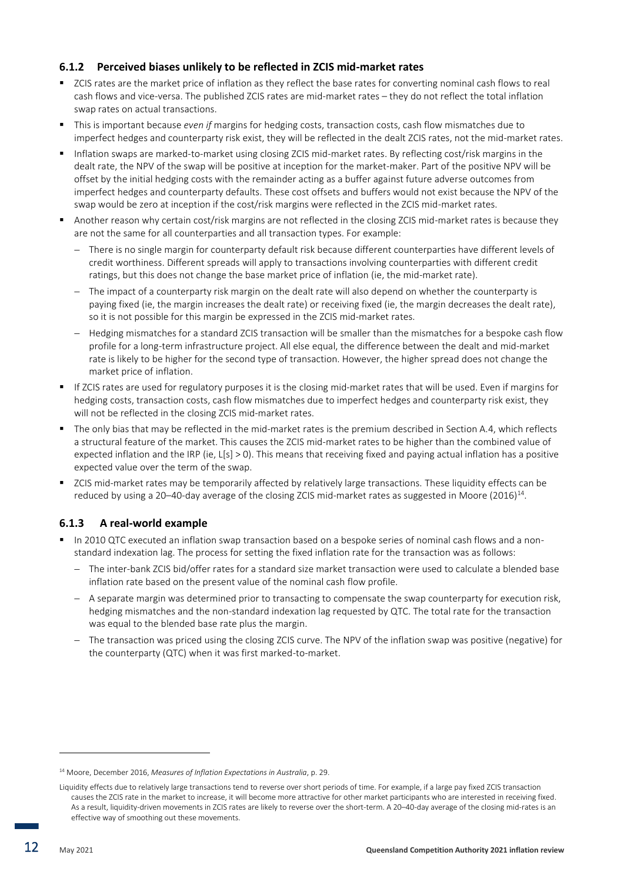### 6.1.2 Perceived biases unlikely to be reflected in ZCIS mid-market rates

- ZCIS rates are the market price of inflation as they reflect the base rates for converting nominal cash flows to real cash flows and vice-versa. The published ZCIS rates are mid-market rates – they do not reflect the total inflation swap rates on actual transactions.
- This is important because *even if* margins for hedging costs, transaction costs, cash flow mismatches due to imperfect hedges and counterparty risk exist, they will be reflected in the dealt ZCIS rates, not the mid-market rates.
- Inflation swaps are marked-to-market using closing ZCIS mid-market rates. By reflecting cost/risk margins in the dealt rate, the NPV of the swap will be positive at inception for the market-maker. Part of the positive NPV will be offset by the initial hedging costs with the remainder acting as a buffer against future adverse outcomes from imperfect hedges and counterparty defaults. These cost offsets and buffers would not exist because the NPV of the swap would be zero at inception if the cost/risk margins were reflected in the ZCIS mid-market rates.
- Another reason why certain cost/risk margins are not reflected in the closing ZCIS mid-market rates is because they are not the same for all counterparties and all transaction types. For example:
  - There is no single margin for counterparty default risk because different counterparties have different levels of credit worthiness. Different spreads will apply to transactions involving counterparties with different credit ratings, but this does not change the base market price of inflation (ie, the mid-market rate).
  - The impact of a counterparty risk margin on the dealt rate will also depend on whether the counterparty is paying fixed (ie, the margin increases the dealt rate) or receiving fixed (ie, the margin decreases the dealt rate), so it is not possible for this margin be expressed in the ZCIS mid-market rates.
  - Hedging mismatches for a standard ZCIS transaction will be smaller than the mismatches for a bespoke cash flow profile for a long-term infrastructure project. All else equal, the difference between the dealt and mid-market rate is likely to be higher for the second type of transaction. However, the higher spread does not change the market price of inflation.
- If ZCIS rates are used for regulatory purposes it is the closing mid-market rates that will be used. Even if margins for hedging costs, transaction costs, cash flow mismatches due to imperfect hedges and counterparty risk exist, they will not be reflected in the closing ZCIS mid-market rates.
- The only bias that may be reflected in the mid-market rates is the premium described in Section A.4, which reflects a structural feature of the market. This causes the ZCIS mid-market rates to be higher than the combined value of expected inflation and the IRP (ie, $L[s] > 0$). This means that receiving fixed and paying actual inflation has a positive expected value over the term of the swap.
- ZCIS mid-market rates may be temporarily affected by relatively large transactions. These liquidity effects can be reduced by using a 20–40-day average of the closing ZCIS mid-market rates as suggested in Moore (2016)[14].

### 6.1.3 A real-world example

- In 2010 QTC executed an inflation swap transaction based on a bespoke series of nominal cash flows and a non-standard indexation lag. The process for setting the fixed inflation rate for the transaction was as follows:
  - The inter-bank ZCIS bid/offer rates for a standard size market transaction were used to calculate a blended base inflation rate based on the present value of the nominal cash flow profile.
  - A separate margin was determined prior to transacting to compensate the swap counterparty for execution risk, hedging mismatches and the non-standard indexation lag requested by QTC. The total rate for the transaction was equal to the blended base rate plus the margin.
  - The transaction was priced using the closing ZCIS curve. The NPV of the inflation swap was positive (negative) for the counterparty (QTC) when it was first marked-to-market.

---

[14] Moore, December 2016, *Measures of Inflation Expectations in Australia*, p. 29.

Liquidity effects due to relatively large transactions tend to reverse over short periods of time. For example, if a large pay fixed ZCIS transaction causes the ZCIS rate in the market to increase, it will become more attractive for other market participants who are interested in receiving fixed. As a result, liquidity-driven movements in ZCIS rates are likely to reverse over the short-term. A 20–40-day average of the closing mid-rates is an effective way of smoothing out these movements.